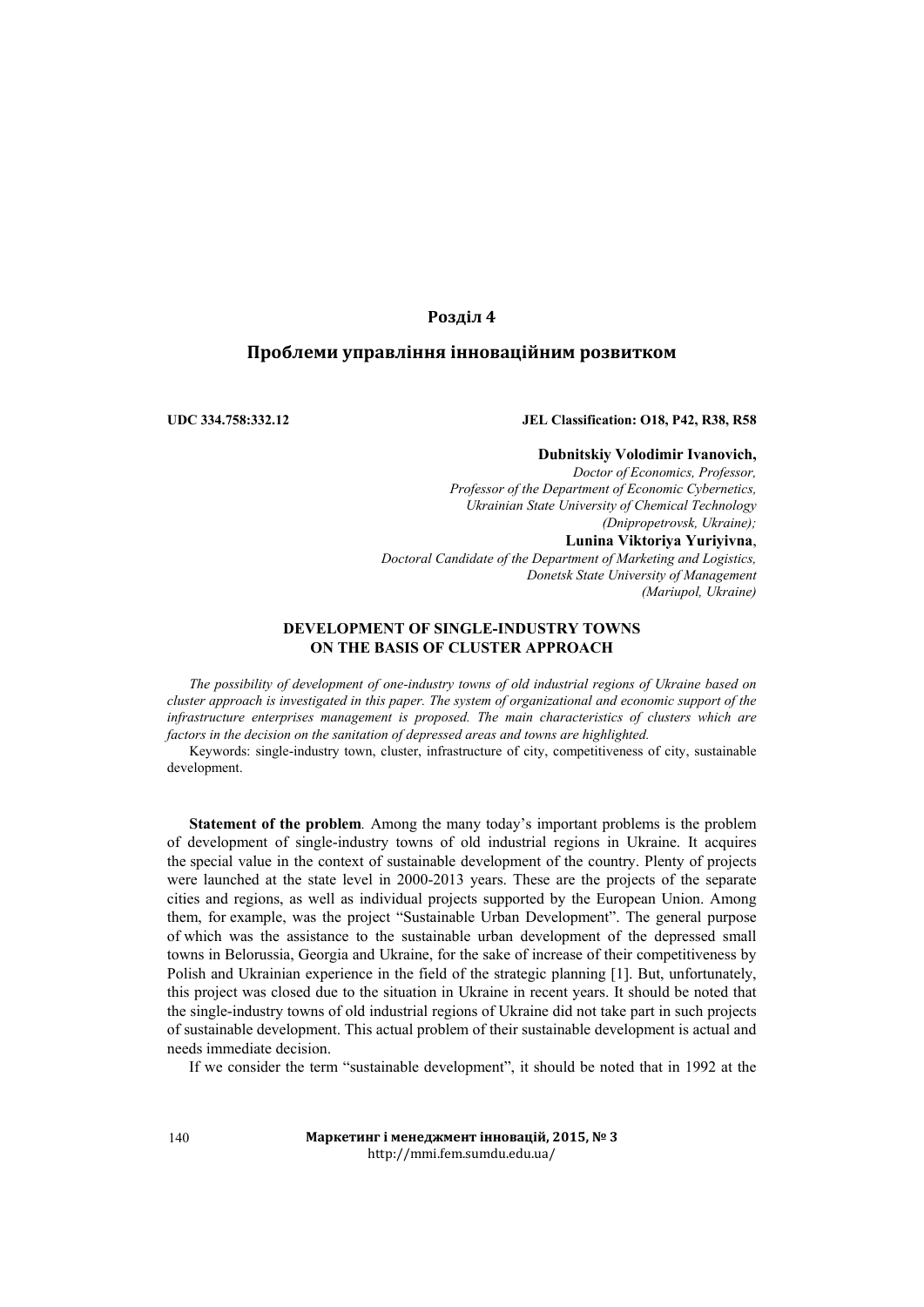## Розділ 4

## Проблеми управління інноваційним розвитком

**UDC 334.758:332.12** **JEL Classification: O18, P42, R38, R58**

**Dubnitskiy Volodimir Ivanovich,**
*Doctor of Economics, Professor,*
*Professor of the Department of Economic Cybernetics,*
*Ukrainian State University of Chemical Technology*
*(Dnipropetrovsk, Ukraine);*
**Lunina Viktoriya Yuriyivna**,
*Doctoral Candidate of the Department of Marketing and Logistics,*
*Donetsk State University of Management*
*(Mariupol, Ukraine)*

# DEVELOPMENT OF SINGLE-INDUSTRY TOWNS ON THE BASIS OF CLUSTER APPROACH

*The possibility of development of one-industry towns of old industrial regions of Ukraine based on cluster approach is investigated in this paper. The system of organizational and economic support of the infrastructure enterprises management is proposed. The main characteristics of clusters which are factors in the decision on the sanitation of depressed areas and towns are highlighted.*

Keywords: single-industry town, cluster, infrastructure of city, competitiveness of city, sustainable development.

**Statement of the problem**. Among the many today's important problems is the problem of development of single-industry towns of old industrial regions in Ukraine. It acquires the special value in the context of sustainable development of the country. Plenty of projects were launched at the state level in 2000-2013 years. These are the projects of the separate cities and regions, as well as individual projects supported by the European Union. Among them, for example, was the project "Sustainable Urban Development". The general purpose of which was the assistance to the sustainable urban development of the depressed small towns in Belorussia, Georgia and Ukraine, for the sake of increase of their competitiveness by Polish and Ukrainian experience in the field of the strategic planning [1]. But, unfortunately, this project was closed due to the situation in Ukraine in recent years. It should be noted that the single-industry towns of old industrial regions of Ukraine did not take part in such projects of sustainable development. This actual problem of their sustainable development is actual and needs immediate decision.

If we consider the term "sustainable development", it should be noted that in 1992 at the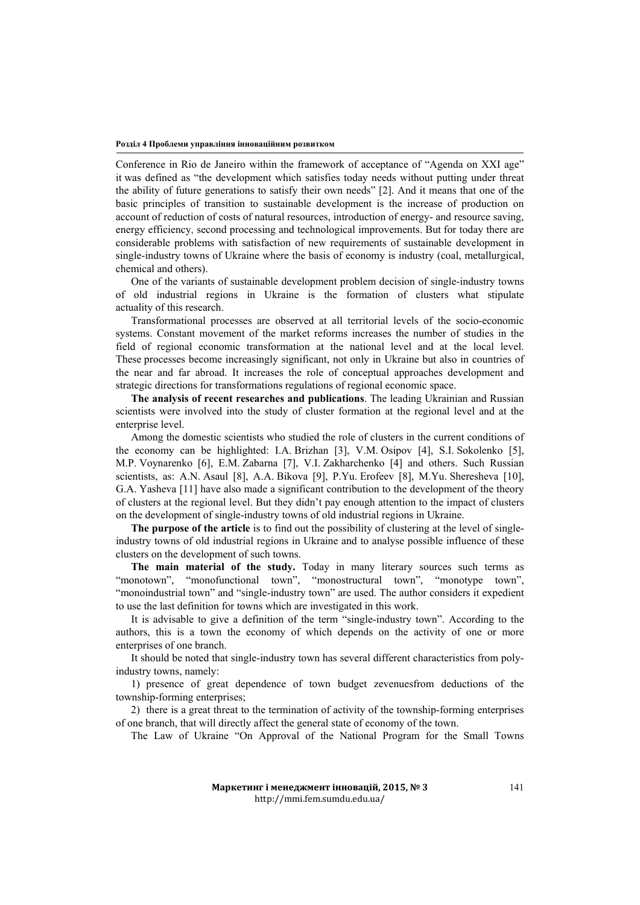Conference in Rio de Janeiro within the framework of acceptance of "Agenda on XXI age" it was defined as "the development which satisfies today needs without putting under threat the ability of future generations to satisfy their own needs" [2]. And it means that one of the basic principles of transition to sustainable development is the increase of production on account of reduction of costs of natural resources, introduction of energy- and resource saving, energy efficiency, second processing and technological improvements. But for today there are considerable problems with satisfaction of new requirements of sustainable development in single-industry towns of Ukraine where the basis of economy is industry (coal, metallurgical, chemical and others).

One of the variants of sustainable development problem decision of single-industry towns of old industrial regions in Ukraine is the formation of clusters what stipulate actuality of this research.

Transformational processes are observed at all territorial levels of the socio-economic systems. Constant movement of the market reforms increases the number of studies in the field of regional economic transformation at the national level and at the local level. These processes become increasingly significant, not only in Ukraine but also in countries of the near and far abroad. It increases the role of conceptual approaches development and strategic directions for transformations regulations of regional economic space.

**The analysis of recent researches and publications**. The leading Ukrainian and Russian scientists were involved into the study of cluster formation at the regional level and at the enterprise level.

Among the domestic scientists who studied the role of clusters in the current conditions of the economy can be highlighted: I.A. Brizhan [3], V.M. Osipov [4], S.I. Sokolenko [5], M.P. Voynarenko [6], E.M. Zabarna [7], V.I. Zakharchenko [4] and others. Such Russian scientists, as: A.N. Asaul [8], A.A. Bikova [9], P.Yu. Erofeev [8], M.Yu. Sheresheva [10], G.A. Yasheva [11] have also made a significant contribution to the development of the theory of clusters at the regional level. But they didn't pay enough attention to the impact of clusters on the development of single-industry towns of old industrial regions in Ukraine.

**The purpose of the article** is to find out the possibility of clustering at the level of single-industry towns of old industrial regions in Ukraine and to analyse possible influence of these clusters on the development of such towns.

**The main material of the study.** Today in many literary sources such terms as "monotown", "monofunctional town", "monostructural town", "monotype town", "monoindustrial town" and "single-industry town" are used. The author considers it expedient to use the last definition for towns which are investigated in this work.

It is advisable to give a definition of the term "single-industry town". According to the authors, this is a town the economy of which depends on the activity of one or more enterprises of one branch.

It should be noted that single-industry town has several different characteristics from poly-industry towns, namely:

1) presence of great dependence of town budget zevenuesfrom deductions of the township-forming enterprises;

2) there is a great threat to the termination of activity of the township-forming enterprises of one branch, that will directly affect the general state of economy of the town.

The Law of Ukraine "On Approval of the National Program for the Small Towns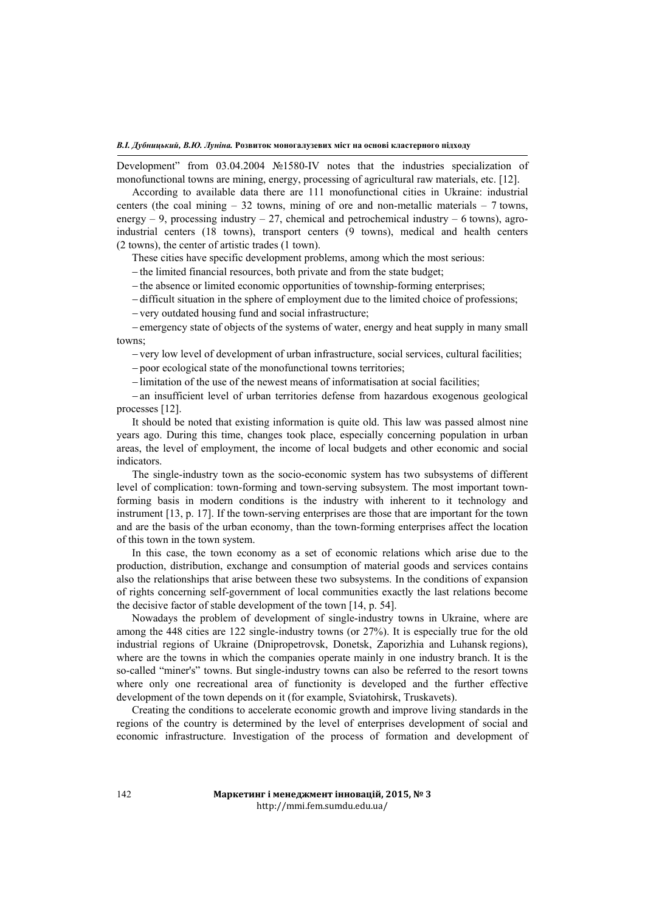Development" from 03.04.2004 №1580-IV notes that the industries specialization of monofunctional towns are mining, energy, processing of agricultural raw materials, etc. [12].

According to available data there are 111 monofunctional cities in Ukraine: industrial centers (the coal mining – 32 towns, mining of ore and non-metallic materials – 7 towns, energy – 9, processing industry – 27, chemical and petrochemical industry – 6 towns), agro-industrial centers (18 towns), transport centers (9 towns), medical and health centers (2 towns), the center of artistic trades (1 town).

These cities have specific development problems, among which the most serious:

– the limited financial resources, both private and from the state budget;

– the absence or limited economic opportunities of township-forming enterprises;

– difficult situation in the sphere of employment due to the limited choice of professions;

– very outdated housing fund and social infrastructure;

– emergency state of objects of the systems of water, energy and heat supply in many small towns;

– very low level of development of urban infrastructure, social services, cultural facilities;

– poor ecological state of the monofunctional towns territories;

– limitation of the use of the newest means of informatisation at social facilities;

– an insufficient level of urban territories defense from hazardous exogenous geological processes [12].

It should be noted that existing information is quite old. This law was passed almost nine years ago. During this time, changes took place, especially concerning population in urban areas, the level of employment, the income of local budgets and other economic and social indicators.

The single-industry town as the socio-economic system has two subsystems of different level of complication: town-forming and town-serving subsystem. The most important town-forming basis in modern conditions is the industry with inherent to it technology and instrument [13, p. 17]. If the town-serving enterprises are those that are important for the town and are the basis of the urban economy, than the town-forming enterprises affect the location of this town in the town system.

In this case, the town economy as a set of economic relations which arise due to the production, distribution, exchange and consumption of material goods and services contains also the relationships that arise between these two subsystems. In the conditions of expansion of rights concerning self-government of local communities exactly the last relations become the decisive factor of stable development of the town [14, p. 54].

Nowadays the problem of development of single-industry towns in Ukraine, where are among the 448 cities are 122 single-industry towns (or 27%). It is especially true for the old industrial regions of Ukraine (Dnipropetrovsk, Donetsk, Zaporizhia and Luhansk regions), where are the towns in which the companies operate mainly in one industry branch. It is the so-called "miner's" towns. But single-industry towns can also be referred to the resort towns where only one recreational area of functionity is developed and the further effective development of the town depends on it (for example, Sviatohirsk, Truskavets).

Creating the conditions to accelerate economic growth and improve living standards in the regions of the country is determined by the level of enterprises development of social and economic infrastructure. Investigation of the process of formation and development of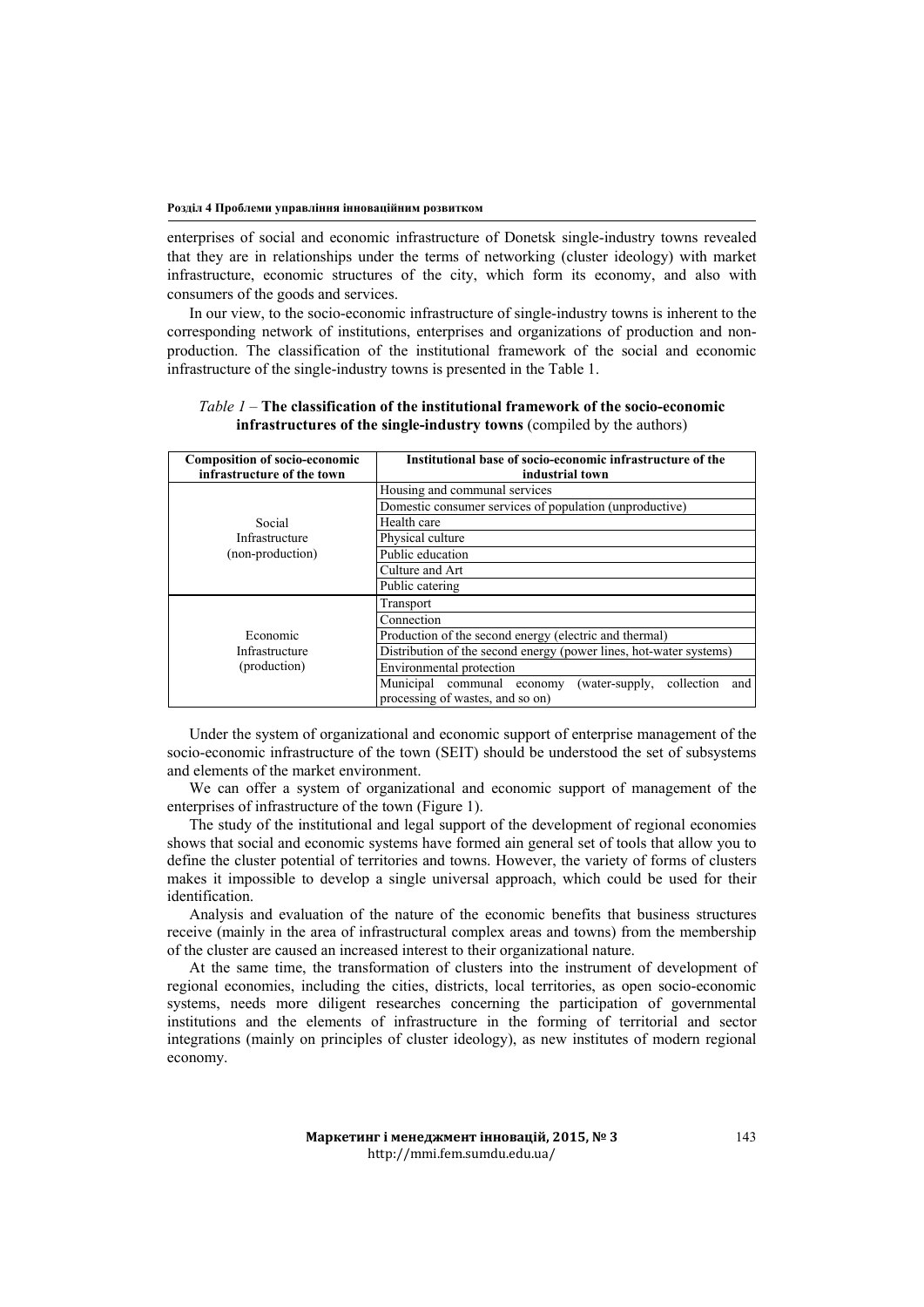enterprises of social and economic infrastructure of Donetsk single-industry towns revealed that they are in relationships under the terms of networking (cluster ideology) with market infrastructure, economic structures of the city, which form its economy, and also with consumers of the goods and services.

In our view, to the socio-economic infrastructure of single-industry towns is inherent to the corresponding network of institutions, enterprises and organizations of production and non-production. The classification of the institutional framework of the social and economic infrastructure of the single-industry towns is presented in the Table 1.

*Table 1* – **The classification of the institutional framework of the socio-economic infrastructures of the single-industry towns** (compiled by the authors)

| Composition of socio-economic infrastructure of the town | Institutional base of socio-economic infrastructure of the industrial town |
|---|---|
| Social Infrastructure (non-production) | Housing and communal services |
| | Domestic consumer services of population (unproductive) |
| | Health care |
| | Physical culture |
| | Public education |
| | Culture and Art |
| | Public catering |
| Economic Infrastructure (production) | Transport |
| | Connection |
| | Production of the second energy (electric and thermal) |
| | Distribution of the second energy (power lines, hot-water systems) |
| | Environmental protection |
| | Municipal communal economy (water-supply, collection and processing of wastes, and so on) |

Under the system of organizational and economic support of enterprise management of the socio-economic infrastructure of the town (SEIT) should be understood the set of subsystems and elements of the market environment.

We can offer a system of organizational and economic support of management of the enterprises of infrastructure of the town (Figure 1).

The study of the institutional and legal support of the development of regional economies shows that social and economic systems have formed ain general set of tools that allow you to define the cluster potential of territories and towns. However, the variety of forms of clusters makes it impossible to develop a single universal approach, which could be used for their identification.

Analysis and evaluation of the nature of the economic benefits that business structures receive (mainly in the area of infrastructural complex areas and towns) from the membership of the cluster are caused an increased interest to their organizational nature.

At the same time, the transformation of clusters into the instrument of development of regional economies, including the cities, districts, local territories, as open socio-economic systems, needs more diligent researches concerning the participation of governmental institutions and the elements of infrastructure in the forming of territorial and sector integrations (mainly on principles of cluster ideology), as new institutes of modern regional economy.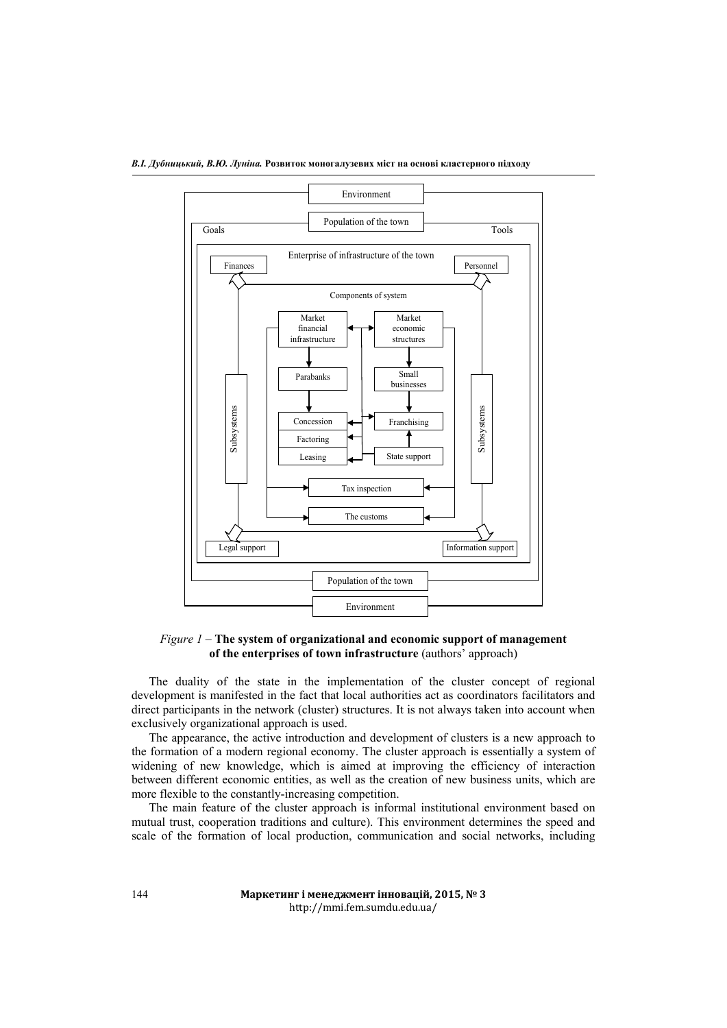Environment

Population of the town

Goals

Tools

Enterprise of infrastructure of the town

Finances

Personnel

Components of system

Market financial infrastructure

Market economic structures

Parabanks

Small businesses

Concession

Factoring

Leasing

Franchising

State support

Subsystems

Subsystems

Tax inspection

The customs

Legal support

Information support

Population of the town

Environment

*Figure 1* – **The system of organizational and economic support of management of the enterprises of town infrastructure** (authors' approach)

The duality of the state in the implementation of the cluster concept of regional development is manifested in the fact that local authorities act as coordinators facilitators and direct participants in the network (cluster) structures. It is not always taken into account when exclusively organizational approach is used.

The appearance, the active introduction and development of clusters is a new approach to the formation of a modern regional economy. The cluster approach is essentially a system of widening of new knowledge, which is aimed at improving the efficiency of interaction between different economic entities, as well as the creation of new business units, which are more flexible to the constantly-increasing competition.

The main feature of the cluster approach is informal institutional environment based on mutual trust, cooperation traditions and culture). This environment determines the speed and scale of the formation of local production, communication and social networks, including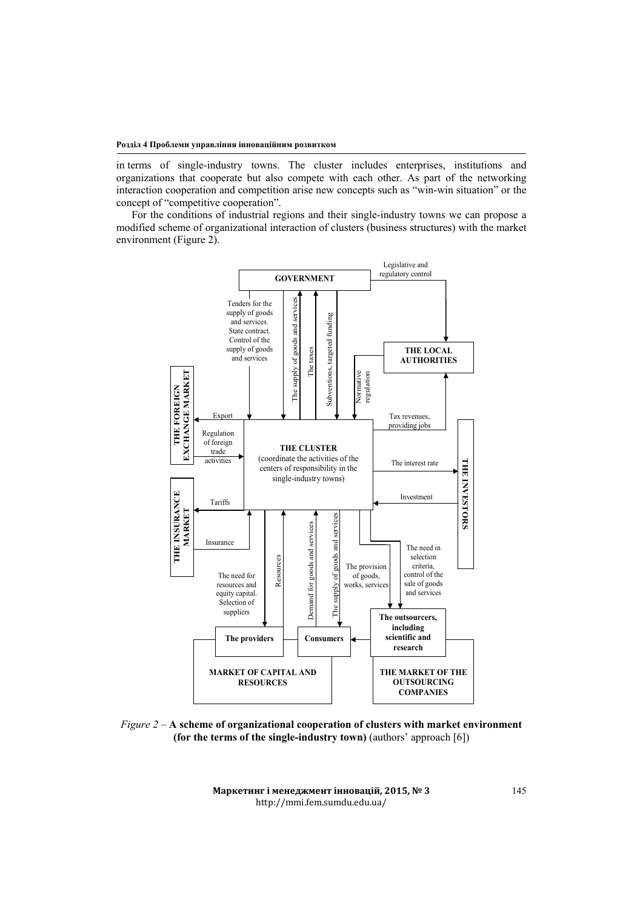in terms of single-industry towns. The cluster includes enterprises, institutions and organizations that cooperate but also compete with each other. As part of the networking interaction cooperation and competition arise new concepts such as "win-win situation" or the concept of "competitive cooperation".

For the conditions of industrial regions and their single-industry towns we can propose a modified scheme of organizational interaction of clusters (business structures) with the market environment (Figure 2).

*Figure 2* – **A scheme of organizational cooperation of clusters with market environment (for the terms of the single-industry town)** (authors' approach [6])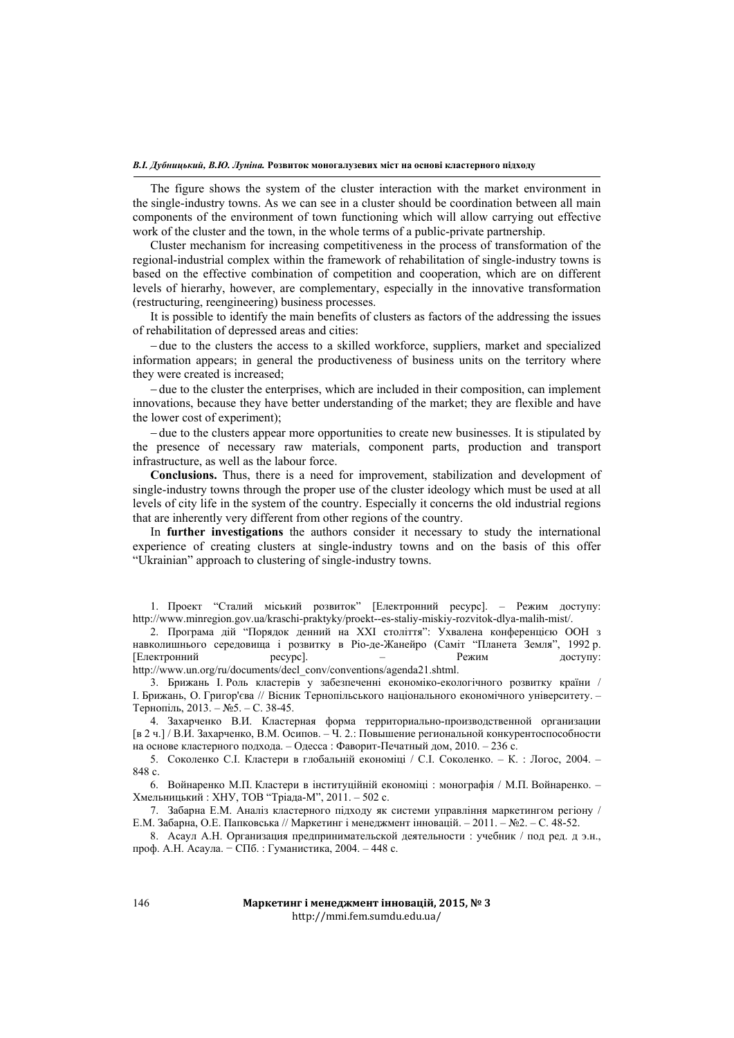The figure shows the system of the cluster interaction with the market environment in the single-industry towns. As we can see in a cluster should be coordination between all main components of the environment of town functioning which will allow carrying out effective work of the cluster and the town, in the whole terms of a public-private partnership.

Cluster mechanism for increasing competitiveness in the process of transformation of the regional-industrial complex within the framework of rehabilitation of single-industry towns is based on the effective combination of competition and cooperation, which are on different levels of hierarhy, however, are complementary, especially in the innovative transformation (restructuring, reengineering) business processes.

It is possible to identify the main benefits of clusters as factors of the addressing the issues of rehabilitation of depressed areas and cities:

– due to the clusters the access to a skilled workforce, suppliers, market and specialized information appears; in general the productiveness of business units on the territory where they were created is increased;

– due to the cluster the enterprises, which are included in their composition, can implement innovations, because they have better understanding of the market; they are flexible and have the lower cost of experiment);

– due to the clusters appear more opportunities to create new businesses. It is stipulated by the presence of necessary raw materials, component parts, production and transport infrastructure, as well as the labour force.

**Conclusions.** Thus, there is a need for improvement, stabilization and development of single-industry towns through the proper use of the cluster ideology which must be used at all levels of city life in the system of the country. Especially it concerns the old industrial regions that are inherently very different from other regions of the country.

In **further investigations** the authors consider it necessary to study the international experience of creating clusters at single-industry towns and on the basis of this offer "Ukrainian" approach to clustering of single-industry towns.

1. Проект "Сталий міський розвиток" [Електронний ресурс]. – Режим доступу: http://www.minregion.gov.ua/kraschi-praktyky/proekt--es-staliy-miskiy-rozvitok-dlya-malih-mist/.
2. Програма дій "Порядок денний на XXI століття": Ухвалена конференцією ООН з навколишнього середовища і розвитку в Ріо-де-Жанейро (Саміт "Планета Земля", 1992 р. [Електронний ресурс]. – Режим доступу: http://www.un.org/ru/documents/decl_conv/conventions/agenda21.shtml.
3. Брижань І. Роль кластерів у забезпеченні економіко-екологічного розвитку країни / І. Брижань, О. Григор'єва // Вісник Тернопільського національного економічного університету. – Тернопіль, 2013. – №5. – С. 38-45.
4. Захарченко В.И. Кластерная форма территориально-производственной организации [в 2 ч.] / В.И. Захарченко, В.М. Осипов. – Ч. 2.: Повышение региональной конкурентоспособности на основе кластерного подхода. – Одесса : Фаворит-Печатный дом, 2010. – 236 с.
5. Соколенко С.І. Кластери в глобальній економіці / С.І. Соколенко. – К. : Логос, 2004. – 848 с.
6. Войнаренко М.П. Кластери в інституційній економіці : монографія / М.П. Войнаренко. – Хмельницький : ХНУ, ТОВ "Тріада-М", 2011. – 502 с.
7. Забарна Е.М. Аналіз кластерного підходу як системи управління маркетингом регіону / Е.М. Забарна, О.Е. Папковська // Маркетинг і менеджмент інновацій. – 2011. – №2. – С. 48-52.
8. Асаул А.Н. Организация предпринимательской деятельности : учебник / под ред. д э.н., проф. А.Н. Асаула. − СПб. : Гуманистика, 2004. – 448 с.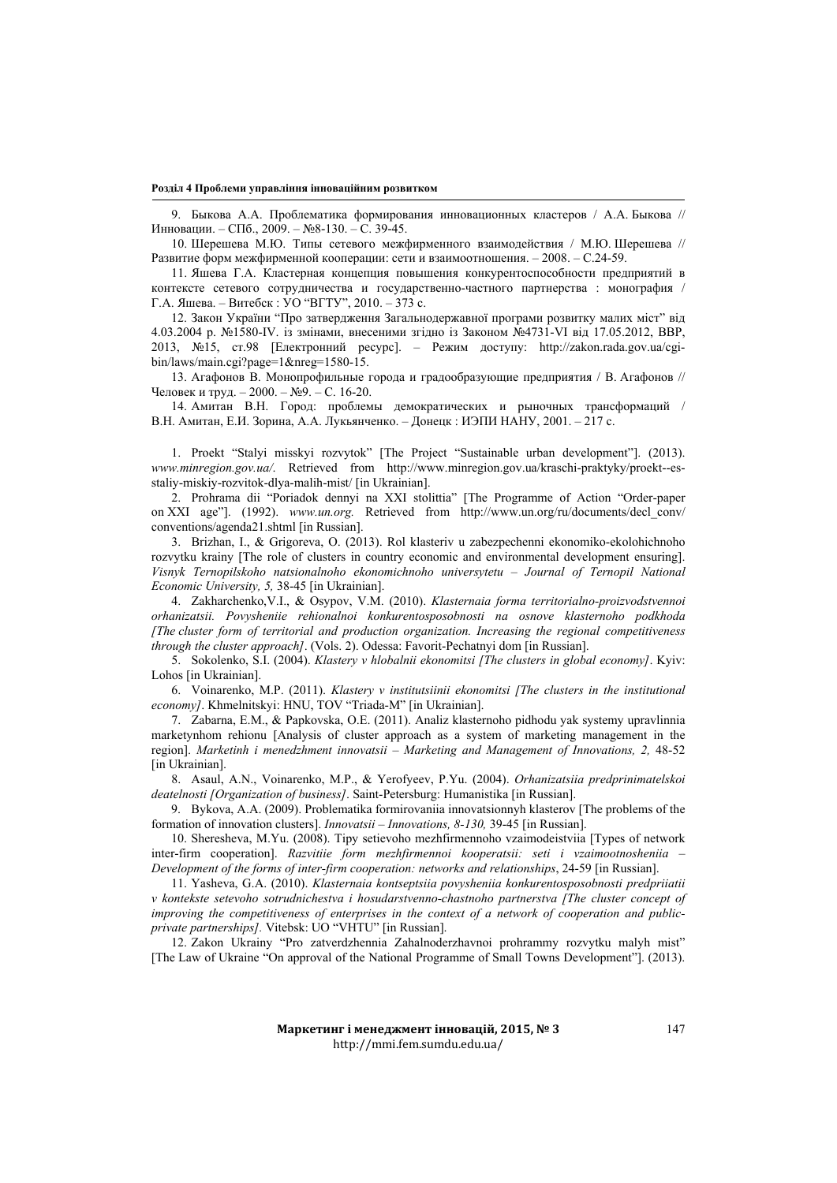9. Быкова А.А. Проблематика формирования инновационных кластеров / А.А. Быкова // Инновации. – СПб., 2009. – №8-130. – С. 39-45.

10. Шерешева М.Ю. Типы сетевого межфирменного взаимодействия / М.Ю. Шерешева // Развитие форм межфирменной кооперации: сети и взаимоотношения. – 2008. – С.24-59.

11. Яшева Г.А. Кластерная концепция повышения конкурентоспособности предприятий в контексте сетевого сотрудничества и государственно-частного партнерства : монография / Г.А. Яшева. – Витебск : УО "ВГТУ", 2010. – 373 с.

12. Закон України "Про затвердження Загальнодержавної програми розвитку малих міст" від 4.03.2004 р. №1580-IV. із змінами, внесеними згідно із Законом №4731-VI від 17.05.2012, ВВР, 2013, №15, ст.98 [Електронний ресурс]. – Режим доступу: http://zakon.rada.gov.ua/cgi-bin/laws/main.cgi?page=1&nreg=1580-15.

13. Агафонов В. Монопрофильные города и градообразующие предприятия / В. Агафонов // Человек и труд. – 2000. – №9. – С. 16-20.

14. Амитан В.Н. Город: проблемы демократических и рыночных трансформаций / В.Н. Амитан, Е.И. Зорина, А.А. Лукьянченко. – Донецк : ИЭПИ НАНУ, 2001. – 217 с.

1. Proekt "Stalyi misskyi rozvytok" [The Project "Sustainable urban development"]. (2013). *www.minregion.gov.ua/*. Retrieved from http://www.minregion.gov.ua/kraschi-praktyky/proekt--es-staliy-miskiy-rozvitok-dlya-malih-mist/ [in Ukrainian].

2. Prohrama dii "Poriadok dennyi na XXI stolittia" [The Programme of Action "Order-paper on XXI age"]. (1992). *www.un.org.* Retrieved from http://www.un.org/ru/documents/decl_conv/conventions/agenda21.shtml [in Russian].

3. Brizhan, I., & Grigoreva, O. (2013). Rol klasteriv u zabezpechenni ekonomiko-ekolohichnoho rozvytku krainy [The role of clusters in country economic and environmental development ensuring]. *Visnyk Ternopilskoho natsionalnoho ekonomichnoho universytetu – Journal of Ternopil National Economic University, 5,* 38-45 [in Ukrainian].

4. Zakharchenko,V.I., & Osypov, V.M. (2010). *Klasternaia forma territorialno-proizvodstvennoi orhanizatsii. Povysheniie rehionalnoi konkurentosposobnosti na osnove klasternoho podkhoda [The cluster form of territorial and production organization. Increasing the regional competitiveness through the cluster approach]*. (Vols. 2). Odessa: Favorit-Pechatnyi dom [in Russian].

5. Sokolenko, S.I. (2004). *Klastery v hlobalnii ekonomitsi [The clusters in global economy]*. Kyiv: Lohos [in Ukrainian].

6. Voinarenko, M.P. (2011). *Klastery v institutsiinii ekonomitsi [The clusters in the institutional economy]*. Khmelnitskyi: HNU, TOV "Triada-M" [in Ukrainian].

7. Zabarna, E.M., & Papkovska, O.E. (2011). Analiz klasternoho pidhodu yak systemy upravlinnia marketynhom rehionu [Analysis of cluster approach as a system of marketing management in the region]. *Marketinh i menedzhment innovatsii – Marketing and Management of Innovations, 2,* 48-52 [in Ukrainian].

8. Asaul, A.N., Voinarenko, M.P., & Yerofyeev, P.Yu. (2004). *Orhanizatsiia predprinimatelskoi deatelnosti [Organization of business]*. Saint-Petersburg: Humanistika [in Russian].

9. Bykova, A.A. (2009). Problematika formirovaniia innovatsionnyh klasterov [The problems of the formation of innovation clusters]. *Innovatsii – Innovations, 8-130,* 39-45 [in Russian].

10. Sheresheva, M.Yu. (2008). Tipy setievoho mezhfirmennoho vzaimodeistviia [Types of network inter-firm cooperation]. *Razvitiie form mezhfirmennoi kooperatsii: seti i vzaimootnosheniia – Development of the forms of inter-firm cooperation: networks and relationships*, 24-59 [in Russian].

11. Yasheva, G.A. (2010). *Klasternaia kontseptsiia povysheniia konkurentosposobnosti predpriiatii v kontekste setevoho sotrudnichestva i hosudarstvenno-chastnoho partnerstva [The cluster concept of improving the competitiveness of enterprises in the context of a network of cooperation and public-private partnerships].* Vitebsk: UO "VHTU" [in Russian].

12. Zakon Ukrainy "Pro zatverdzhennia Zahalnoderzhavnoi prohrammy rozvytku malyh mist" [The Law of Ukraine "On approval of the National Programme of Small Towns Development"]. (2013).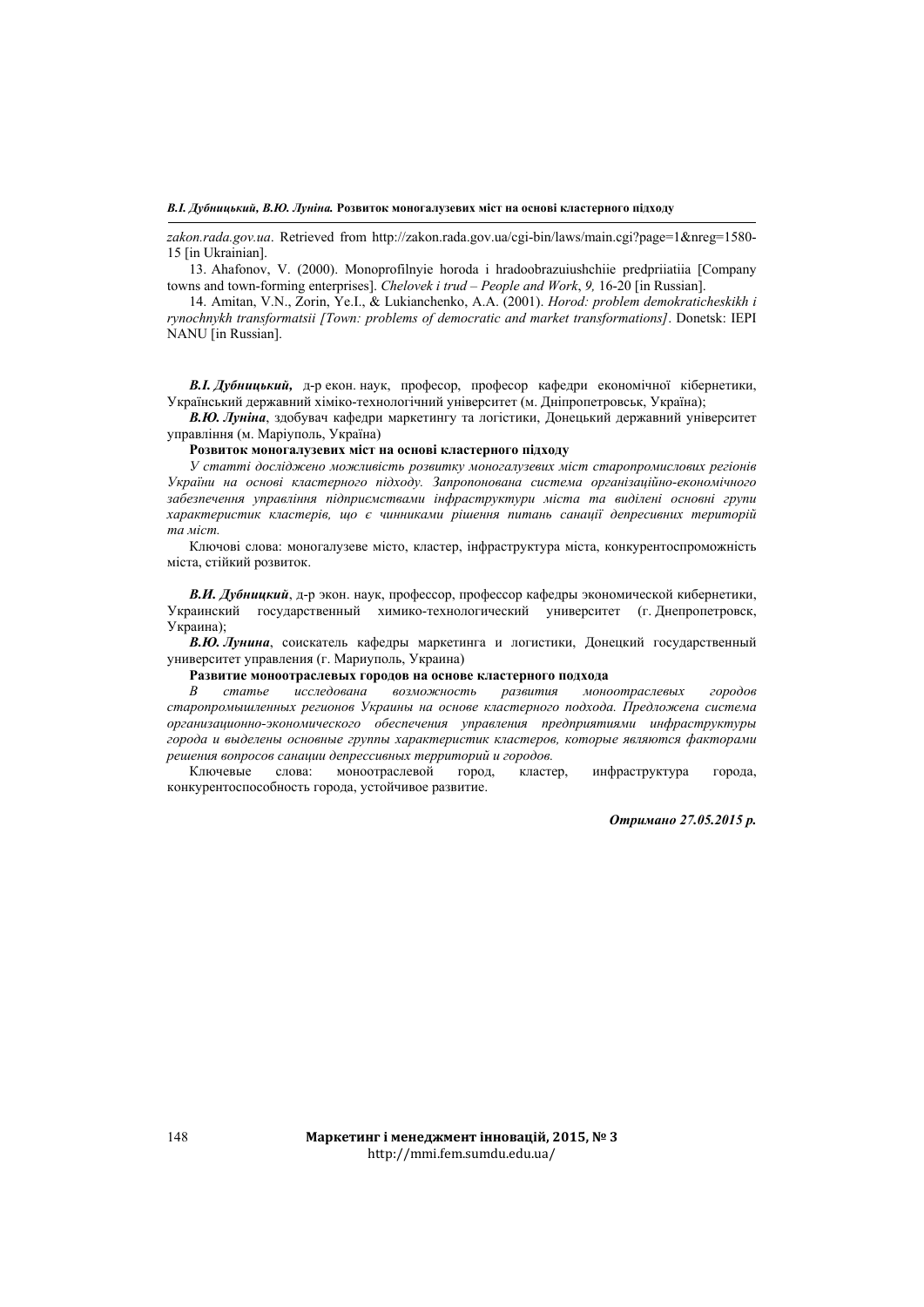*zakon.rada.gov.ua*. Retrieved from http://zakon.rada.gov.ua/cgi-bin/laws/main.cgi?page=1&nreg=1580-15 [in Ukrainian].

13. Ahafonov, V. (2000). Monoprofilnyie horoda i hradoobrazuiushchiie predpriiatiia [Company towns and town-forming enterprises]. *Chelovek i trud – People and Work*, *9,* 16-20 [in Russian].

14. Amitan, V.N., Zorin, Ye.I., & Lukianchenko, A.A. (2001). *Horod: problem demokraticheskikh i rynochnykh transformatsii [Town: problems of democratic and market transformations]*. Donetsk: IEPI NANU [in Russian].

***В.І. Дубницький,*** д-р екон. наук, професор, професор кафедри економічної кібернетики, Український державний хіміко-технологічний університет (м. Дніпропетровськ, Україна);

***В.Ю. Луніна***, здобувач кафедри маркетингу та логістики, Донецький державний університет управління (м. Маріуполь, Україна)

**Розвиток моногалузевих міст на основі кластерного підходу**

*У статті досліджено можливість розвитку моногалузевих міст старопромислових регіонів України на основі кластерного підходу. Запропонована система організаційно-економічного забезпечення управління підприємствами інфраструктури міста та виділені основні групи характеристик кластерів, що є чинниками рішення питань санації депресивних територій та міст.*

Ключові слова: моногалузеве місто, кластер, інфраструктура міста, конкурентоспроможність міста, стійкий розвиток.

***В.И. Дубницкий***, д-р экон. наук, профессор, профессор кафедры экономической кибернетики, Украинский государственный химико-технологический университет (г. Днепропетровск, Украина);

***В.Ю. Лунина***, соискатель кафедры маркетинга и логистики, Донецкий государственный университет управления (г. Мариуполь, Украина)

**Развитие моноотраслевых городов на основе кластерного подхода**

*В статье исследована возможность развития моноотраслевых городов старопромышленных регионов Украины на основе кластерного подхода. Предложена система организационно-экономического обеспечения управления предприятиями инфраструктуры города и выделены основные группы характеристик кластеров, которые являются факторами решения вопросов санации депрессивных территорий и городов.*

Ключевые слова: моноотраслевой город, кластер, инфраструктура города, конкурентоспособность города, устойчивое развитие.

***Отримано 27.05.2015 р.***